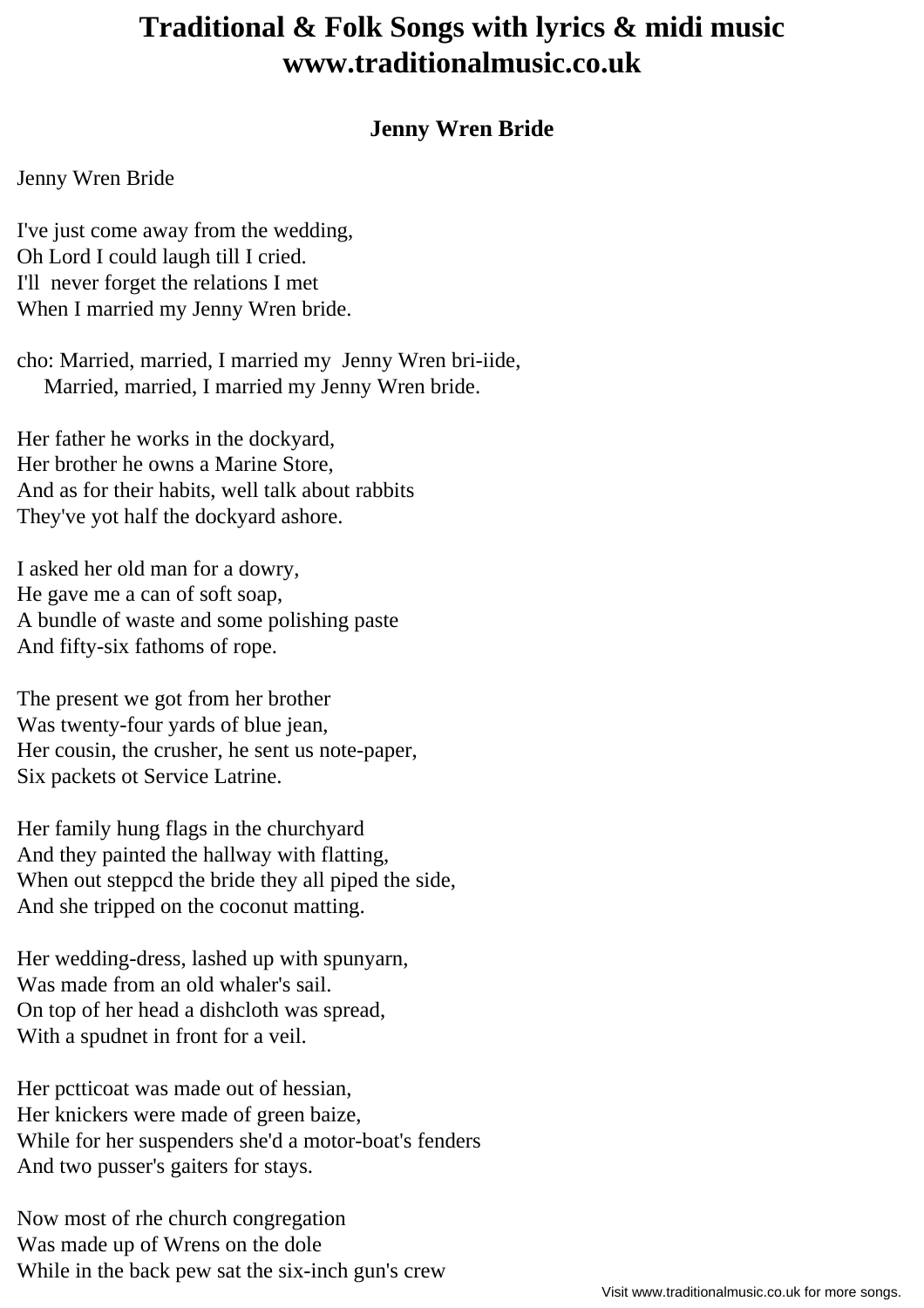# Traditional & Folk Songs with lyrics & midi music www.traditionalmusic.co.uk

## Jenny Wren Bride

Jenny Wren Bride

I've just come away from the wedding,
Oh Lord I could laugh till I cried.
I'll never forget the relations I met
When I married my Jenny Wren bride.

cho: Married, married, I married my Jenny Wren bri-iide,
Married, married, I married my Jenny Wren bride.

Her father he works in the dockyard,
Her brother he owns a Marine Store,
And as for their habits, well talk about rabbits
They've yot half the dockyard ashore.

I asked her old man for a dowry,
He gave me a can of soft soap,
A bundle of waste and some polishing paste
And fifty-six fathoms of rope.

The present we got from her brother
Was twenty-four yards of blue jean,
Her cousin, the crusher, he sent us note-paper,
Six packets ot Service Latrine.

Her family hung flags in the churchyard
And they painted the hallway with flatting,
When out steppcd the bride they all piped the side,
And she tripped on the coconut matting.

Her wedding-dress, lashed up with spunyarn,
Was made from an old whaler's sail.
On top of her head a dishcloth was spread,
With a spudnet in front for a veil.

Her pctticoat was made out of hessian,
Her knickers were made of green baize,
While for her suspenders she'd a motor-boat's fenders
And two pusser's gaiters for stays.

Now most of rhe church congregation
Was made up of Wrens on the dole
While in the back pew sat the six-inch gun's crew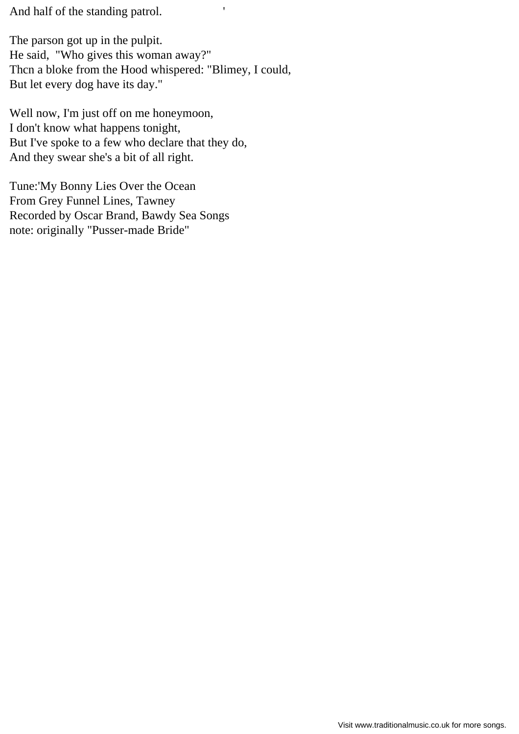And half of the standing patrol. '

The parson got up in the pulpit.
He said, "Who gives this woman away?"
Thcn a bloke from the Hood whispered: "Blimey, I could,
But let every dog have its day."

Well now, I'm just off on me honeymoon,
I don't know what happens tonight,
But I've spoke to a few who declare that they do,
And they swear she's a bit of all right.

Tune:'My Bonny Lies Over the Ocean
From Grey Funnel Lines, Tawney
Recorded by Oscar Brand, Bawdy Sea Songs
note: originally "Pusser-made Bride"